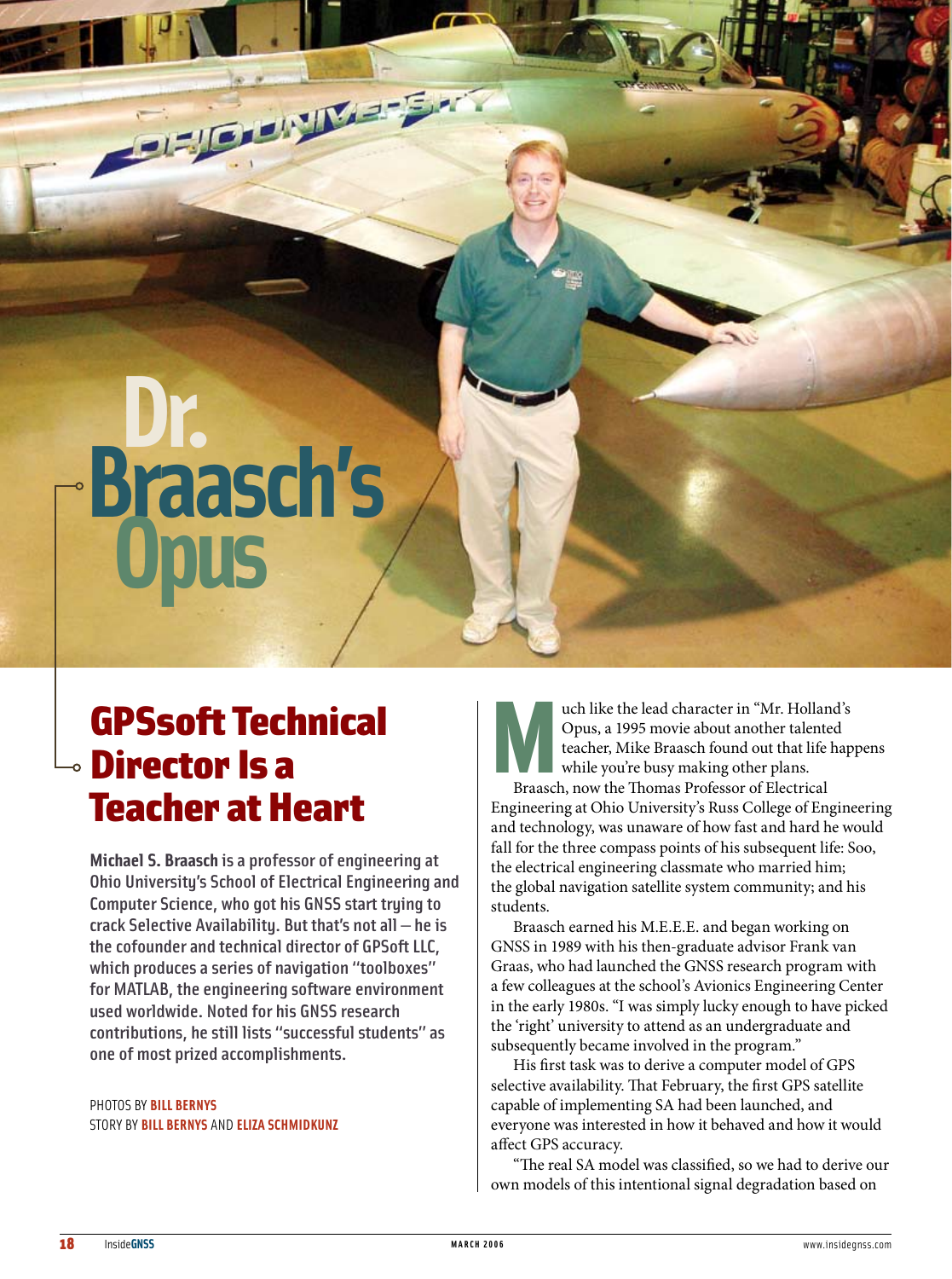# Dr. Braasch's Opus

## GPSsoft Technical Director Is a Teacher at Heart

**Michael S. Braasch** is a professor of engineering at Ohio University's School of Electrical Engineering and Computer Science, who got his GNSS start trying to crack Selective Availability. But that's not all — he is the cofounder and technical director of GPSoft LLC, which produces a series of navigation "toolboxes" for MATLAB, the engineering software environment used worldwide. Noted for his GNSS research contributions, he still lists "successful students" as one of most prized accomplishments.

PHOTOS BY **BILL BERNYS**
STORY BY **BILL BERNYS** AND **ELIZA SCHMIDKUNZ**

Much like the lead character in "Mr. Holland's Opus, a 1995 movie about another talented teacher, Mike Braasch found out that life happens while you're busy making other plans.

Braasch, now the Thomas Professor of Electrical Engineering at Ohio University's Russ College of Engineering and technology, was unaware of how fast and hard he would fall for the three compass points of his subsequent life: Soo, the electrical engineering classmate who married him; the global navigation satellite system community; and his students.

Braasch earned his M.E.E.E. and began working on GNSS in 1989 with his then-graduate advisor Frank van Graas, who had launched the GNSS research program with a few colleagues at the school's Avionics Engineering Center in the early 1980s. "I was simply lucky enough to have picked the 'right' university to attend as an undergraduate and subsequently became involved in the program."

His first task was to derive a computer model of GPS selective availability. That February, the first GPS satellite capable of implementing SA had been launched, and everyone was interested in how it behaved and how it would affect GPS accuracy.

"The real SA model was classified, so we had to derive our own models of this intentional signal degradation based on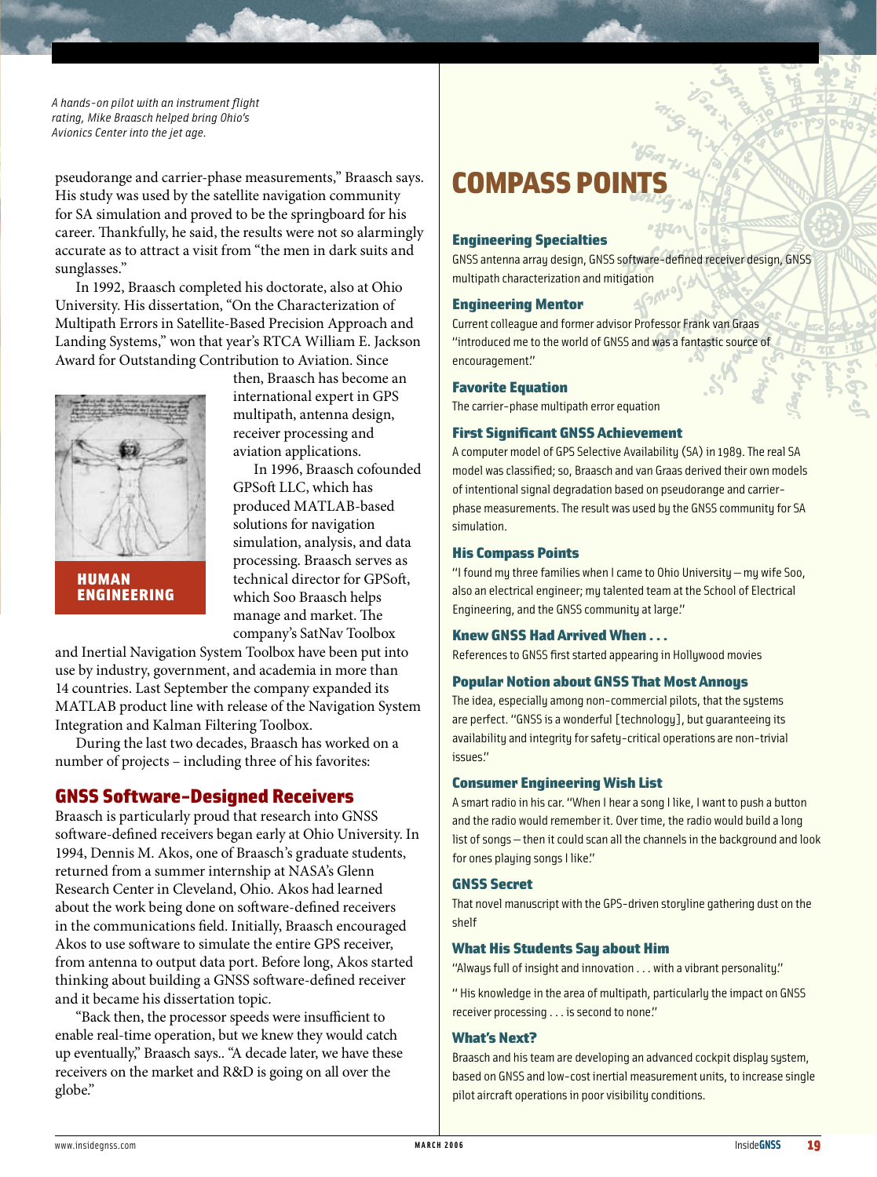*A hands-on pilot with an instrument flight rating, Mike Braasch helped bring Ohio's Avionics Center into the jet age.*

pseudorange and carrier-phase measurements," Braasch says. His study was used by the satellite navigation community for SA simulation and proved to be the springboard for his career. Thankfully, he said, the results were not so alarmingly accurate as to attract a visit from "the men in dark suits and sunglasses."

In 1992, Braasch completed his doctorate, also at Ohio University. His dissertation, "On the Characterization of Multipath Errors in Satellite-Based Precision Approach and Landing Systems," won that year's RTCA William E. Jackson Award for Outstanding Contribution to Aviation. Since then, Braasch has become an international expert in GPS multipath, antenna design, receiver processing and aviation applications.

**HUMAN ENGINEERING**

In 1996, Braasch cofounded GPSoft LLC, which has produced MATLAB-based solutions for navigation simulation, analysis, and data processing. Braasch serves as technical director for GPSoft, which Soo Braasch helps manage and market. The company's SatNav Toolbox and Inertial Navigation System Toolbox have been put into use by industry, government, and academia in more than 14 countries. Last September the company expanded its MATLAB product line with release of the Navigation System Integration and Kalman Filtering Toolbox.

During the last two decades, Braasch has worked on a number of projects – including three of his favorites:

## GNSS Software-Designed Receivers

Braasch is particularly proud that research into GNSS software-defined receivers began early at Ohio University. In 1994, Dennis M. Akos, one of Braasch's graduate students, returned from a summer internship at NASA's Glenn Research Center in Cleveland, Ohio. Akos had learned about the work being done on software-defined receivers in the communications field. Initially, Braasch encouraged Akos to use software to simulate the entire GPS receiver, from antenna to output data port. Before long, Akos started thinking about building a GNSS software-defined receiver and it became his dissertation topic.

"Back then, the processor speeds were insufficient to enable real-time operation, but we knew they would catch up eventually," Braasch says.. "A decade later, we have these receivers on the market and R&D is going on all over the globe."

# COMPASS POINTS

### Engineering Specialties

GNSS antenna array design, GNSS software-defined receiver design, GNSS multipath characterization and mitigation

### Engineering Mentor

Current colleague and former advisor Professor Frank van Graas "introduced me to the world of GNSS and was a fantastic source of encouragement."

### Favorite Equation

The carrier-phase multipath error equation

### First Significant GNSS Achievement

A computer model of GPS Selective Availability (SA) in 1989. The real SA model was classified; so, Braasch and van Graas derived their own models of intentional signal degradation based on pseudorange and carrier-phase measurements. The result was used by the GNSS community for SA simulation.

### His Compass Points

"I found my three families when I came to Ohio University – my wife Soo, also an electrical engineer; my talented team at the School of Electrical Engineering, and the GNSS community at large."

### Knew GNSS Had Arrived When . . .

References to GNSS first started appearing in Hollywood movies

### Popular Notion about GNSS That Most Annoys

The idea, especially among non-commercial pilots, that the systems are perfect. "GNSS is a wonderful [technology], but guaranteeing its availability and integrity for safety-critical operations are non-trivial issues."

### Consumer Engineering Wish List

A smart radio in his car. "When I hear a song I like, I want to push a button and the radio would remember it. Over time, the radio would build a long list of songs – then it could scan all the channels in the background and look for ones playing songs I like."

### GNSS Secret

That novel manuscript with the GPS-driven storyline gathering dust on the shelf

### What His Students Say about Him

"Always full of insight and innovation . . . with a vibrant personality."

" His knowledge in the area of multipath, particularly the impact on GNSS receiver processing . . . is second to none."

### What's Next?

Braasch and his team are developing an advanced cockpit display system, based on GNSS and low-cost inertial measurement units, to increase single pilot aircraft operations in poor visibility conditions.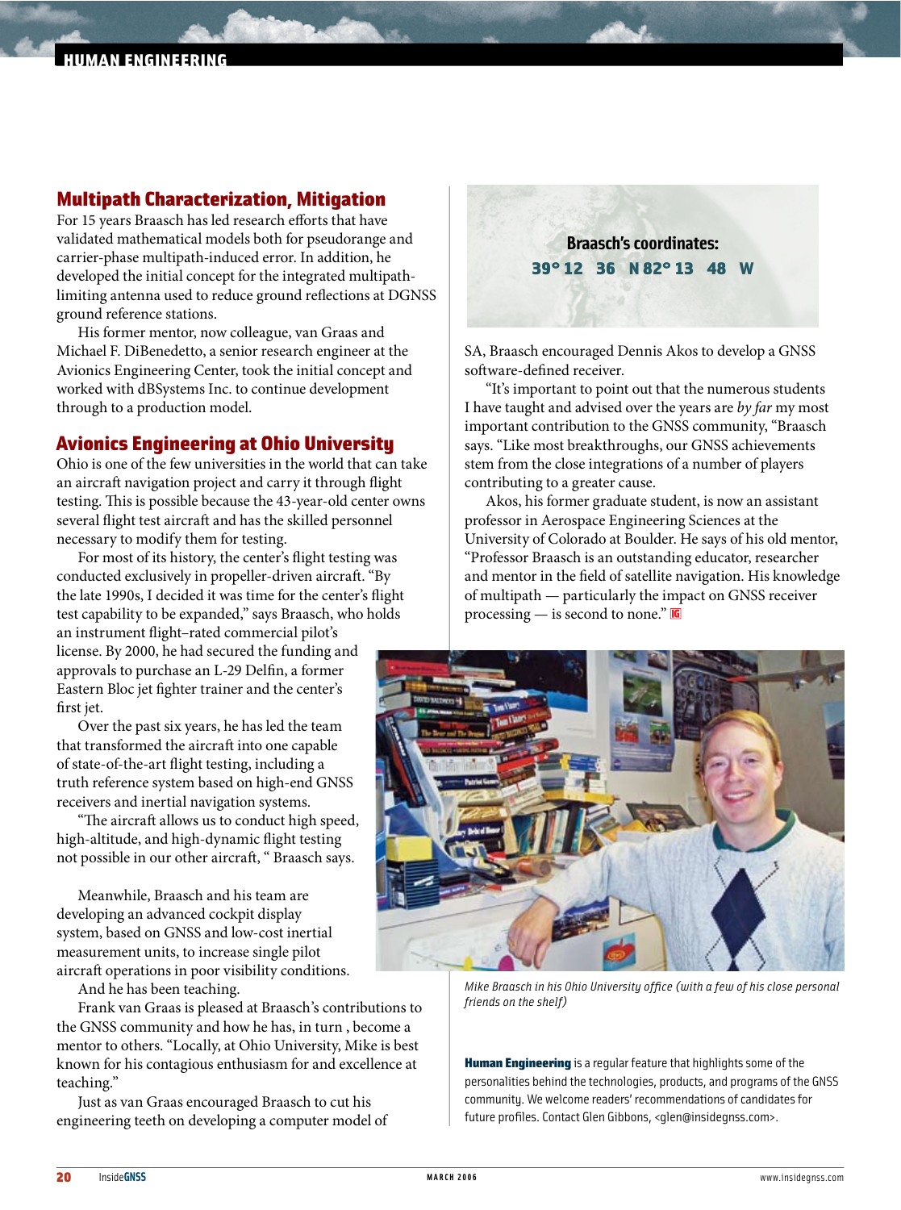## Multipath Characterization, Mitigation

For 15 years Braasch has led research efforts that have validated mathematical models both for pseudorange and carrier-phase multipath-induced error. In addition, he developed the initial concept for the integrated multipath-limiting antenna used to reduce ground reflections at DGNSS ground reference stations.

His former mentor, now colleague, van Graas and Michael F. DiBenedetto, a senior research engineer at the Avionics Engineering Center, took the initial concept and worked with dBSystems Inc. to continue development through to a production model.

## Avionics Engineering at Ohio University

Ohio is one of the few universities in the world that can take an aircraft navigation project and carry it through flight testing. This is possible because the 43-year-old center owns several flight test aircraft and has the skilled personnel necessary to modify them for testing.

For most of its history, the center's flight testing was conducted exclusively in propeller-driven aircraft. "By the late 1990s, I decided it was time for the center's flight test capability to be expanded," says Braasch, who holds an instrument flight–rated commercial pilot's license. By 2000, he had secured the funding and approvals to purchase an L-29 Delfin, a former Eastern Bloc jet fighter trainer and the center's first jet.

Over the past six years, he has led the team that transformed the aircraft into one capable of state-of-the-art flight testing, including a truth reference system based on high-end GNSS receivers and inertial navigation systems.

"The aircraft allows us to conduct high speed, high-altitude, and high-dynamic flight testing not possible in our other aircraft, " Braasch says.

Meanwhile, Braasch and his team are developing an advanced cockpit display system, based on GNSS and low-cost inertial measurement units, to increase single pilot aircraft operations in poor visibility conditions.

And he has been teaching.

Frank van Graas is pleased at Braasch's contributions to the GNSS community and how he has, in turn , become a mentor to others. "Locally, at Ohio University, Mike is best known for his contagious enthusiasm for and excellence at teaching."

Just as van Graas encouraged Braasch to cut his engineering teeth on developing a computer model of SA, Braasch encouraged Dennis Akos to develop a GNSS software-defined receiver.

"It's important to point out that the numerous students I have taught and advised over the years are *by far* my most important contribution to the GNSS community, "Braasch says. "Like most breakthroughs, our GNSS achievements stem from the close integrations of a number of players contributing to a greater cause.

Akos, his former graduate student, is now an assistant professor in Aerospace Engineering Sciences at the University of Colorado at Boulder. He says of his old mentor, "Professor Braasch is an outstanding educator, researcher and mentor in the field of satellite navigation. His knowledge of multipath — particularly the impact on GNSS receiver processing — is second to none."

**Braasch's coordinates:**
**39° 12 36 N 82° 13 48 W**

*Mike Braasch in his Ohio University office (with a few of his close personal friends on the shelf)*

**Human Engineering** is a regular feature that highlights some of the personalities behind the technologies, products, and programs of the GNSS community. We welcome readers' recommendations of candidates for future profiles. Contact Glen Gibbons, <glen@insidegnss.com>.